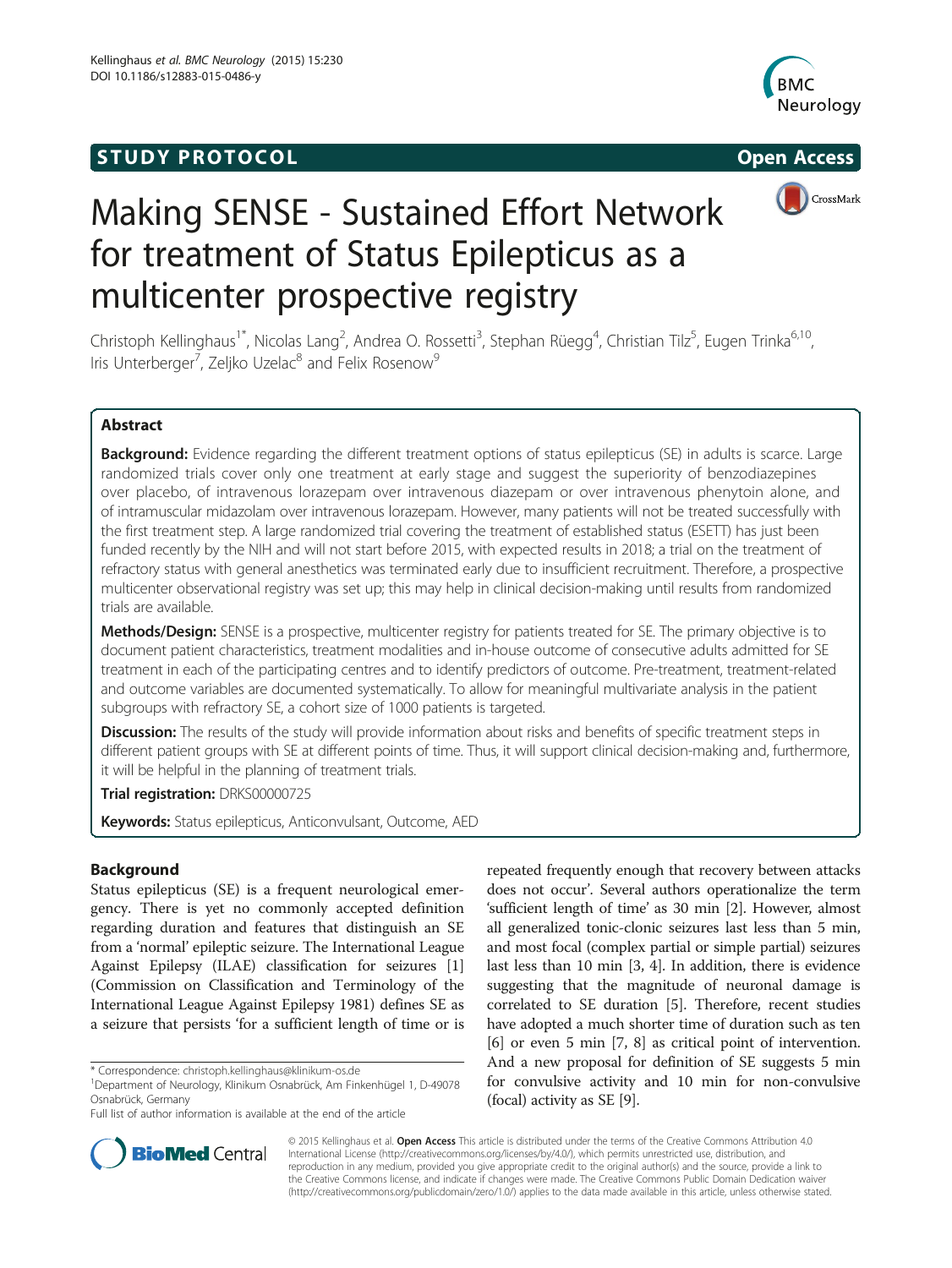STUDY PROTOCOL Open Access

# Making SENSE - Sustained Effort Network for treatment of Status Epilepticus as a multicenter prospective registry

Christoph Kellinghaus[1*], Nicolas Lang[2], Andrea O. Rossetti[3], Stephan Rüegg[4], Christian Tilz[5], Eugen Trinka[6,10], Iris Unterberger[7], Zeljko Uzelac[8] and Felix Rosenow[9]

## Abstract

**Background:** Evidence regarding the different treatment options of status epilepticus (SE) in adults is scarce. Large randomized trials cover only one treatment at early stage and suggest the superiority of benzodiazepines over placebo, of intravenous lorazepam over intravenous diazepam or over intravenous phenytoin alone, and of intramuscular midazolam over intravenous lorazepam. However, many patients will not be treated successfully with the first treatment step. A large randomized trial covering the treatment of established status (ESETT) has just been funded recently by the NIH and will not start before 2015, with expected results in 2018; a trial on the treatment of refractory status with general anesthetics was terminated early due to insufficient recruitment. Therefore, a prospective multicenter observational registry was set up; this may help in clinical decision-making until results from randomized trials are available.

**Methods/Design:** SENSE is a prospective, multicenter registry for patients treated for SE. The primary objective is to document patient characteristics, treatment modalities and in-house outcome of consecutive adults admitted for SE treatment in each of the participating centres and to identify predictors of outcome. Pre-treatment, treatment-related and outcome variables are documented systematically. To allow for meaningful multivariate analysis in the patient subgroups with refractory SE, a cohort size of 1000 patients is targeted.

**Discussion:** The results of the study will provide information about risks and benefits of specific treatment steps in different patient groups with SE at different points of time. Thus, it will support clinical decision-making and, furthermore, it will be helpful in the planning of treatment trials.

**Trial registration:** DRKS00000725

**Keywords:** Status epilepticus, Anticonvulsant, Outcome, AED

## Background

Status epilepticus (SE) is a frequent neurological emergency. There is yet no commonly accepted definition regarding duration and features that distinguish an SE from a 'normal' epileptic seizure. The International League Against Epilepsy (ILAE) classification for seizures [1] (Commission on Classification and Terminology of the International League Against Epilepsy 1981) defines SE as a seizure that persists 'for a sufficient length of time or is repeated frequently enough that recovery between attacks does not occur'. Several authors operationalize the term 'sufficient length of time' as 30 min [2]. However, almost all generalized tonic-clonic seizures last less than 5 min, and most focal (complex partial or simple partial) seizures last less than 10 min [3, 4]. In addition, there is evidence suggesting that the magnitude of neuronal damage is correlated to SE duration [5]. Therefore, recent studies have adopted a much shorter time of duration such as ten [6] or even 5 min [7, 8] as critical point of intervention. And a new proposal for definition of SE suggests 5 min for convulsive activity and 10 min for non-convulsive (focal) activity as SE [9].

* Correspondence: christoph.kellinghaus@klinikum-os.de
[1]Department of Neurology, Klinikum Osnabrück, Am Finkenhügel 1, D-49078 Osnabrück, Germany
Full list of author information is available at the end of the article

© 2015 Kellinghaus et al. **Open Access** This article is distributed under the terms of the Creative Commons Attribution 4.0 International License (http://creativecommons.org/licenses/by/4.0/), which permits unrestricted use, distribution, and reproduction in any medium, provided you give appropriate credit to the original author(s) and the source, provide a link to the Creative Commons license, and indicate if changes were made. The Creative Commons Public Domain Dedication waiver (http://creativecommons.org/publicdomain/zero/1.0/) applies to the data made available in this article, unless otherwise stated.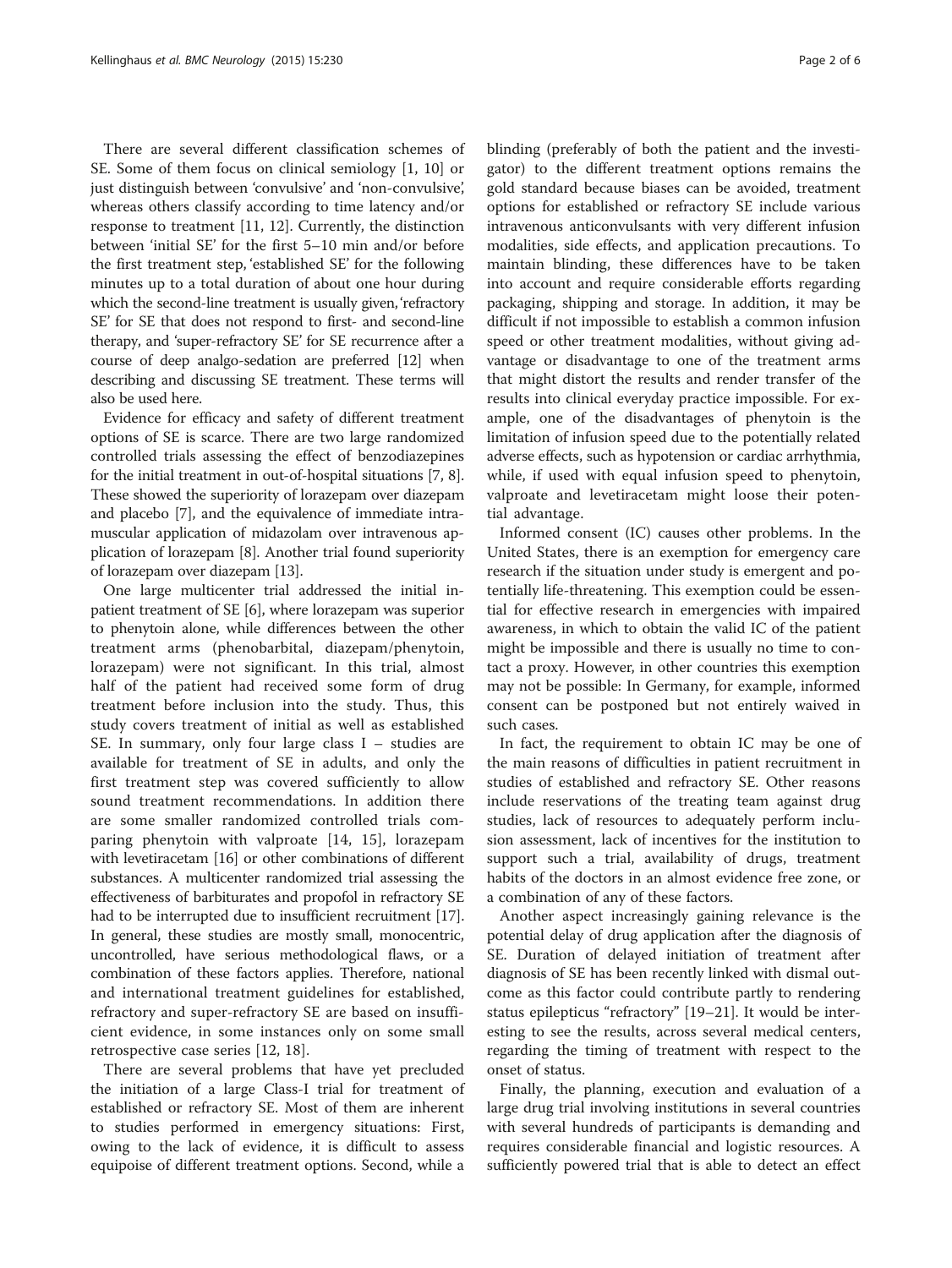There are several different classification schemes of SE. Some of them focus on clinical semiology [1, 10] or just distinguish between 'convulsive' and 'non-convulsive', whereas others classify according to time latency and/or response to treatment [11, 12]. Currently, the distinction between 'initial SE' for the first 5–10 min and/or before the first treatment step, 'established SE' for the following minutes up to a total duration of about one hour during which the second-line treatment is usually given, 'refractory SE' for SE that does not respond to first- and second-line therapy, and 'super-refractory SE' for SE recurrence after a course of deep analgo-sedation are preferred [12] when describing and discussing SE treatment. These terms will also be used here.

Evidence for efficacy and safety of different treatment options of SE is scarce. There are two large randomized controlled trials assessing the effect of benzodiazepines for the initial treatment in out-of-hospital situations [7, 8]. These showed the superiority of lorazepam over diazepam and placebo [7], and the equivalence of immediate intramuscular application of midazolam over intravenous application of lorazepam [8]. Another trial found superiority of lorazepam over diazepam [13].

One large multicenter trial addressed the initial inpatient treatment of SE [6], where lorazepam was superior to phenytoin alone, while differences between the other treatment arms (phenobarbital, diazepam/phenytoin, lorazepam) were not significant. In this trial, almost half of the patient had received some form of drug treatment before inclusion into the study. Thus, this study covers treatment of initial as well as established SE. In summary, only four large class I – studies are available for treatment of SE in adults, and only the first treatment step was covered sufficiently to allow sound treatment recommendations. In addition there are some smaller randomized controlled trials comparing phenytoin with valproate [14, 15], lorazepam with levetiracetam [16] or other combinations of different substances. A multicenter randomized trial assessing the effectiveness of barbiturates and propofol in refractory SE had to be interrupted due to insufficient recruitment [17]. In general, these studies are mostly small, monocentric, uncontrolled, have serious methodological flaws, or a combination of these factors applies. Therefore, national and international treatment guidelines for established, refractory and super-refractory SE are based on insufficient evidence, in some instances only on some small retrospective case series [12, 18].

There are several problems that have yet precluded the initiation of a large Class-I trial for treatment of established or refractory SE. Most of them are inherent to studies performed in emergency situations: First, owing to the lack of evidence, it is difficult to assess equipoise of different treatment options. Second, while a blinding (preferably of both the patient and the investigator) to the different treatment options remains the gold standard because biases can be avoided, treatment options for established or refractory SE include various intravenous anticonvulsants with very different infusion modalities, side effects, and application precautions. To maintain blinding, these differences have to be taken into account and require considerable efforts regarding packaging, shipping and storage. In addition, it may be difficult if not impossible to establish a common infusion speed or other treatment modalities, without giving advantage or disadvantage to one of the treatment arms that might distort the results and render transfer of the results into clinical everyday practice impossible. For example, one of the disadvantages of phenytoin is the limitation of infusion speed due to the potentially related adverse effects, such as hypotension or cardiac arrhythmia, while, if used with equal infusion speed to phenytoin, valproate and levetiracetam might loose their potential advantage.

Informed consent (IC) causes other problems. In the United States, there is an exemption for emergency care research if the situation under study is emergent and potentially life-threatening. This exemption could be essential for effective research in emergencies with impaired awareness, in which to obtain the valid IC of the patient might be impossible and there is usually no time to contact a proxy. However, in other countries this exemption may not be possible: In Germany, for example, informed consent can be postponed but not entirely waived in such cases.

In fact, the requirement to obtain IC may be one of the main reasons of difficulties in patient recruitment in studies of established and refractory SE. Other reasons include reservations of the treating team against drug studies, lack of resources to adequately perform inclusion assessment, lack of incentives for the institution to support such a trial, availability of drugs, treatment habits of the doctors in an almost evidence free zone, or a combination of any of these factors.

Another aspect increasingly gaining relevance is the potential delay of drug application after the diagnosis of SE. Duration of delayed initiation of treatment after diagnosis of SE has been recently linked with dismal outcome as this factor could contribute partly to rendering status epilepticus "refractory" [19–21]. It would be interesting to see the results, across several medical centers, regarding the timing of treatment with respect to the onset of status.

Finally, the planning, execution and evaluation of a large drug trial involving institutions in several countries with several hundreds of participants is demanding and requires considerable financial and logistic resources. A sufficiently powered trial that is able to detect an effect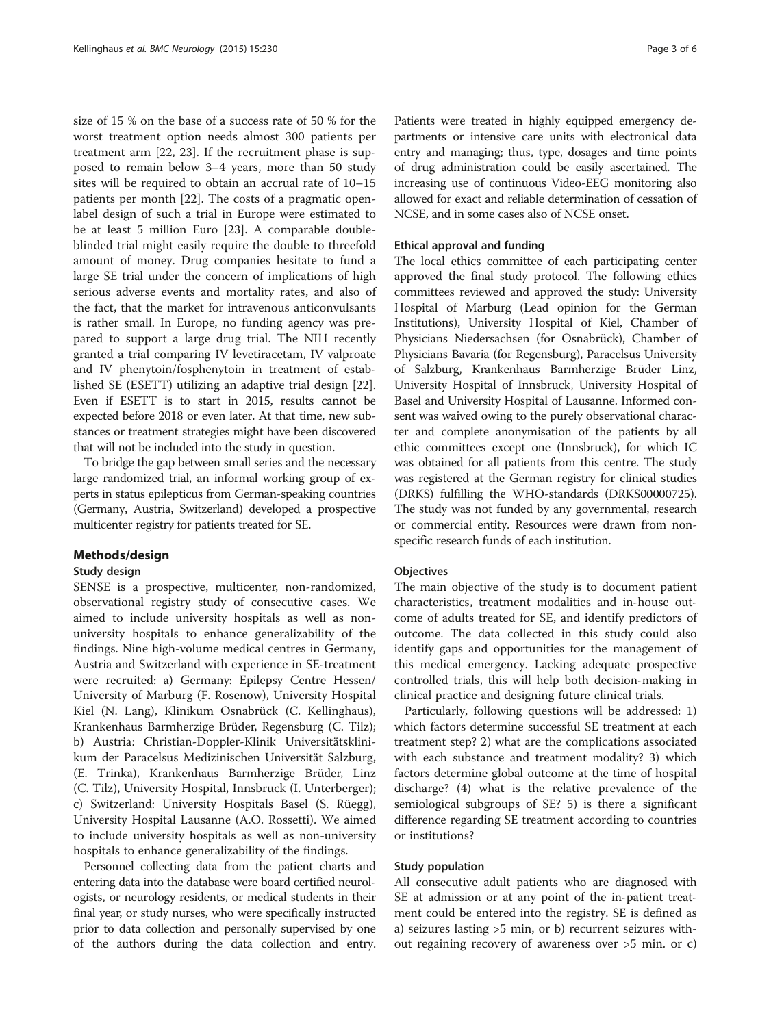size of 15 % on the base of a success rate of 50 % for the worst treatment option needs almost 300 patients per treatment arm [22, 23]. If the recruitment phase is supposed to remain below 3–4 years, more than 50 study sites will be required to obtain an accrual rate of 10–15 patients per month [22]. The costs of a pragmatic open-label design of such a trial in Europe were estimated to be at least 5 million Euro [23]. A comparable double-blinded trial might easily require the double to threefold amount of money. Drug companies hesitate to fund a large SE trial under the concern of implications of high serious adverse events and mortality rates, and also of the fact, that the market for intravenous anticonvulsants is rather small. In Europe, no funding agency was prepared to support a large drug trial. The NIH recently granted a trial comparing IV levetiracetam, IV valproate and IV phenytoin/fosphenytoin in treatment of established SE (ESETT) utilizing an adaptive trial design [22]. Even if ESETT is to start in 2015, results cannot be expected before 2018 or even later. At that time, new substances or treatment strategies might have been discovered that will not be included into the study in question.

To bridge the gap between small series and the necessary large randomized trial, an informal working group of experts in status epilepticus from German-speaking countries (Germany, Austria, Switzerland) developed a prospective multicenter registry for patients treated for SE.

## Methods/design

### Study design

SENSE is a prospective, multicenter, non-randomized, observational registry study of consecutive cases. We aimed to include university hospitals as well as non-university hospitals to enhance generalizability of the findings. Nine high-volume medical centres in Germany, Austria and Switzerland with experience in SE-treatment were recruited: a) Germany: Epilepsy Centre Hessen/ University of Marburg (F. Rosenow), University Hospital Kiel (N. Lang), Klinikum Osnabrück (C. Kellinghaus), Krankenhaus Barmherzige Brüder, Regensburg (C. Tilz); b) Austria: Christian-Doppler-Klinik Universitätsklinikum der Paracelsus Medizinischen Universität Salzburg, (E. Trinka), Krankenhaus Barmherzige Brüder, Linz (C. Tilz), University Hospital, Innsbruck (I. Unterberger); c) Switzerland: University Hospitals Basel (S. Rüegg), University Hospital Lausanne (A.O. Rossetti). We aimed to include university hospitals as well as non-university hospitals to enhance generalizability of the findings.

Personnel collecting data from the patient charts and entering data into the database were board certified neurologists, or neurology residents, or medical students in their final year, or study nurses, who were specifically instructed prior to data collection and personally supervised by one of the authors during the data collection and entry. Patients were treated in highly equipped emergency departments or intensive care units with electronical data entry and managing; thus, type, dosages and time points of drug administration could be easily ascertained. The increasing use of continuous Video-EEG monitoring also allowed for exact and reliable determination of cessation of NCSE, and in some cases also of NCSE onset.

### Ethical approval and funding

The local ethics committee of each participating center approved the final study protocol. The following ethics committees reviewed and approved the study: University Hospital of Marburg (Lead opinion for the German Institutions), University Hospital of Kiel, Chamber of Physicians Niedersachsen (for Osnabrück), Chamber of Physicians Bavaria (for Regensburg), Paracelsus University of Salzburg, Krankenhaus Barmherzige Brüder Linz, University Hospital of Innsbruck, University Hospital of Basel and University Hospital of Lausanne. Informed consent was waived owing to the purely observational character and complete anonymisation of the patients by all ethic committees except one (Innsbruck), for which IC was obtained for all patients from this centre. The study was registered at the German registry for clinical studies (DRKS) fulfilling the WHO-standards (DRKS00000725). The study was not funded by any governmental, research or commercial entity. Resources were drawn from non-specific research funds of each institution.

### Objectives

The main objective of the study is to document patient characteristics, treatment modalities and in-house outcome of adults treated for SE, and identify predictors of outcome. The data collected in this study could also identify gaps and opportunities for the management of this medical emergency. Lacking adequate prospective controlled trials, this will help both decision-making in clinical practice and designing future clinical trials.

Particularly, following questions will be addressed: 1) which factors determine successful SE treatment at each treatment step? 2) what are the complications associated with each substance and treatment modality? 3) which factors determine global outcome at the time of hospital discharge? (4) what is the relative prevalence of the semiological subgroups of SE? 5) is there a significant difference regarding SE treatment according to countries or institutions?

### Study population

All consecutive adult patients who are diagnosed with SE at admission or at any point of the in-patient treatment could be entered into the registry. SE is defined as a) seizures lasting >5 min, or b) recurrent seizures without regaining recovery of awareness over >5 min. or c)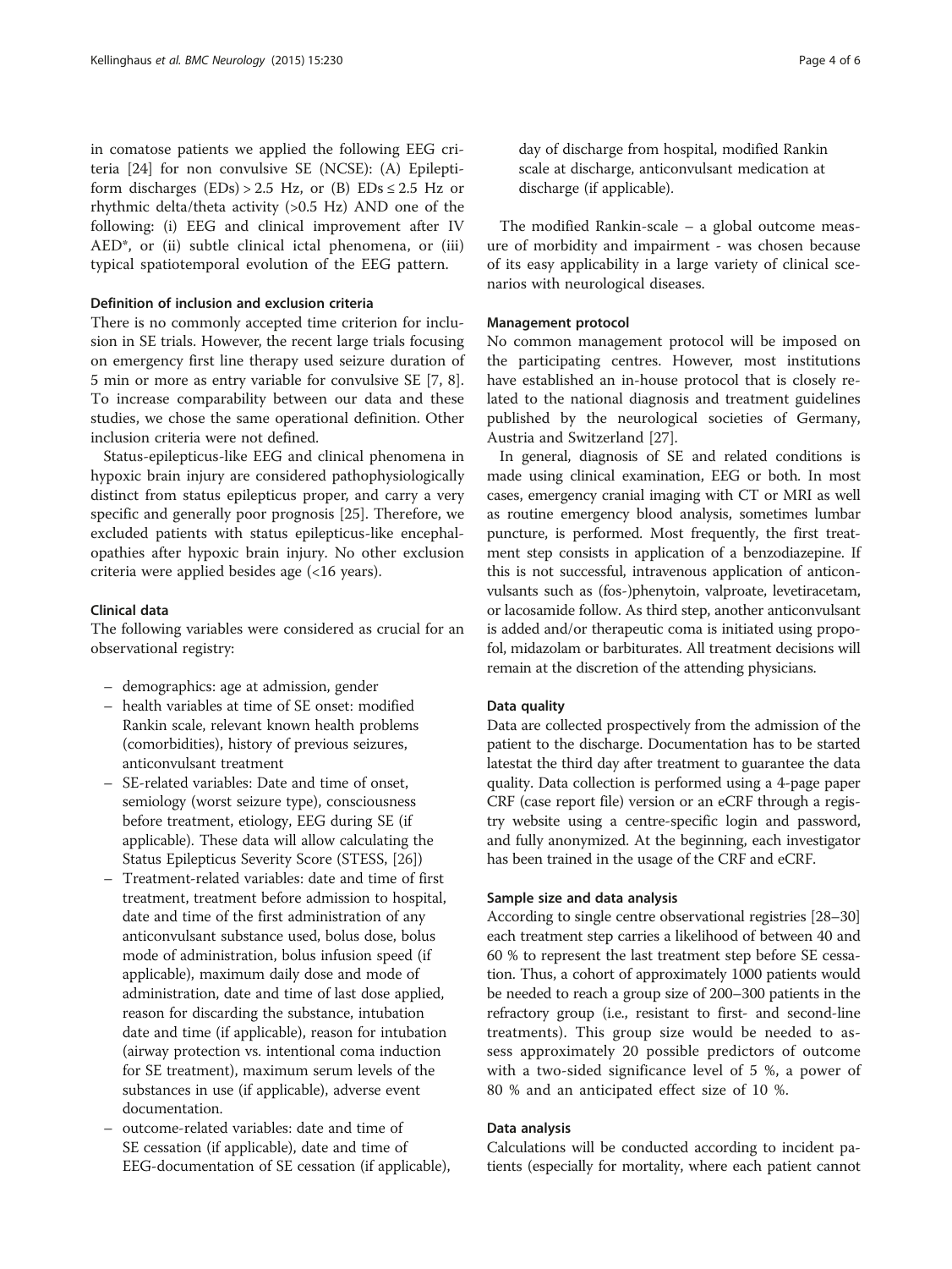in comatose patients we applied the following EEG criteria [24] for non convulsive SE (NCSE): (A) Epileptiform discharges (EDs) > 2.5 Hz, or (B) EDs ≤ 2.5 Hz or rhythmic delta/theta activity (>0.5 Hz) AND one of the following: (i) EEG and clinical improvement after IV AED*, or (ii) subtle clinical ictal phenomena, or (iii) typical spatiotemporal evolution of the EEG pattern.

### Definition of inclusion and exclusion criteria

There is no commonly accepted time criterion for inclusion in SE trials. However, the recent large trials focusing on emergency first line therapy used seizure duration of 5 min or more as entry variable for convulsive SE [7, 8]. To increase comparability between our data and these studies, we chose the same operational definition. Other inclusion criteria were not defined.

Status-epilepticus-like EEG and clinical phenomena in hypoxic brain injury are considered pathophysiologically distinct from status epilepticus proper, and carry a very specific and generally poor prognosis [25]. Therefore, we excluded patients with status epilepticus-like encephalopathies after hypoxic brain injury. No other exclusion criteria were applied besides age (<16 years).

### Clinical data

The following variables were considered as crucial for an observational registry:

- demographics: age at admission, gender
- health variables at time of SE onset: modified Rankin scale, relevant known health problems (comorbidities), history of previous seizures, anticonvulsant treatment
- SE-related variables: Date and time of onset, semiology (worst seizure type), consciousness before treatment, etiology, EEG during SE (if applicable). These data will allow calculating the Status Epilepticus Severity Score (STESS, [26])
- Treatment-related variables: date and time of first treatment, treatment before admission to hospital, date and time of the first administration of any anticonvulsant substance used, bolus dose, bolus mode of administration, bolus infusion speed (if applicable), maximum daily dose and mode of administration, date and time of last dose applied, reason for discarding the substance, intubation date and time (if applicable), reason for intubation (airway protection vs. intentional coma induction for SE treatment), maximum serum levels of the substances in use (if applicable), adverse event documentation.
- outcome-related variables: date and time of SE cessation (if applicable), date and time of EEG-documentation of SE cessation (if applicable), day of discharge from hospital, modified Rankin scale at discharge, anticonvulsant medication at discharge (if applicable).

The modified Rankin-scale – a global outcome measure of morbidity and impairment - was chosen because of its easy applicability in a large variety of clinical scenarios with neurological diseases.

### Management protocol

No common management protocol will be imposed on the participating centres. However, most institutions have established an in-house protocol that is closely related to the national diagnosis and treatment guidelines published by the neurological societies of Germany, Austria and Switzerland [27].

In general, diagnosis of SE and related conditions is made using clinical examination, EEG or both. In most cases, emergency cranial imaging with CT or MRI as well as routine emergency blood analysis, sometimes lumbar puncture, is performed. Most frequently, the first treatment step consists in application of a benzodiazepine. If this is not successful, intravenous application of anticonvulsants such as (fos-)phenytoin, valproate, levetiracetam, or lacosamide follow. As third step, another anticonvulsant is added and/or therapeutic coma is initiated using propofol, midazolam or barbiturates. All treatment decisions will remain at the discretion of the attending physicians.

### Data quality

Data are collected prospectively from the admission of the patient to the discharge. Documentation has to be started latestat the third day after treatment to guarantee the data quality. Data collection is performed using a 4-page paper CRF (case report file) version or an eCRF through a registry website using a centre-specific login and password, and fully anonymized. At the beginning, each investigator has been trained in the usage of the CRF and eCRF.

### Sample size and data analysis

According to single centre observational registries [28–30] each treatment step carries a likelihood of between 40 and 60 % to represent the last treatment step before SE cessation. Thus, a cohort of approximately 1000 patients would be needed to reach a group size of 200–300 patients in the refractory group (i.e., resistant to first- and second-line treatments). This group size would be needed to assess approximately 20 possible predictors of outcome with a two-sided significance level of 5 %, a power of 80 % and an anticipated effect size of 10 %.

### Data analysis

Calculations will be conducted according to incident patients (especially for mortality, where each patient cannot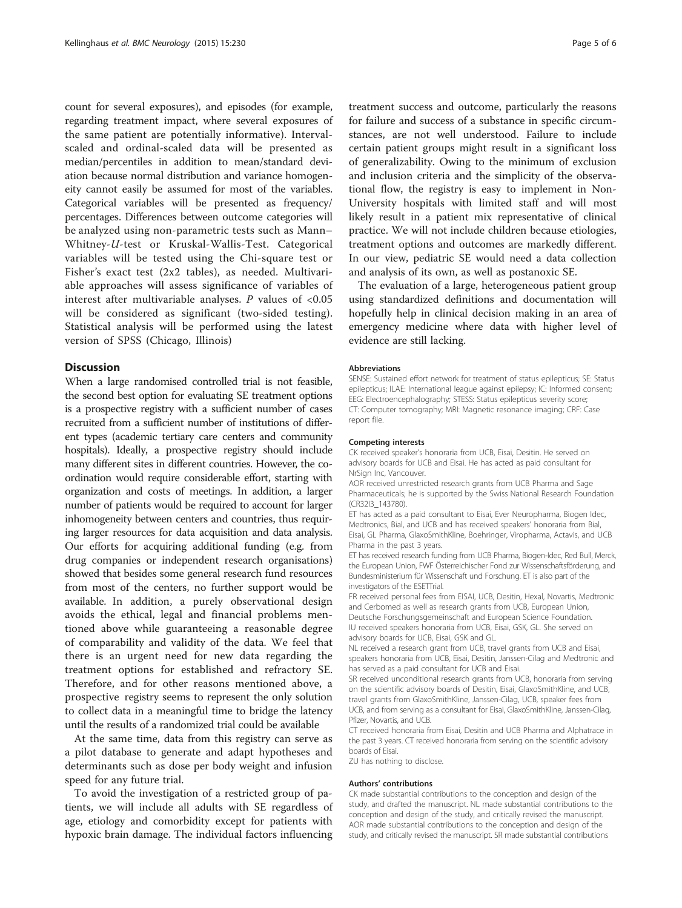count for several exposures), and episodes (for example, regarding treatment impact, where several exposures of the same patient are potentially informative). Interval-scaled and ordinal-scaled data will be presented as median/percentiles in addition to mean/standard deviation because normal distribution and variance homogeneity cannot easily be assumed for most of the variables. Categorical variables will be presented as frequency/percentages. Differences between outcome categories will be analyzed using non-parametric tests such as Mann–Whitney-*U*-test or Kruskal-Wallis-Test. Categorical variables will be tested using the Chi-square test or Fisher's exact test (2x2 tables), as needed. Multivariable approaches will assess significance of variables of interest after multivariable analyses. *P* values of $<0.05$ will be considered as significant (two-sided testing). Statistical analysis will be performed using the latest version of SPSS (Chicago, Illinois)

## Discussion

When a large randomised controlled trial is not feasible, the second best option for evaluating SE treatment options is a prospective registry with a sufficient number of cases recruited from a sufficient number of institutions of different types (academic tertiary care centers and community hospitals). Ideally, a prospective registry should include many different sites in different countries. However, the coordination would require considerable effort, starting with organization and costs of meetings. In addition, a larger number of patients would be required to account for larger inhomogeneity between centers and countries, thus requiring larger resources for data acquisition and data analysis. Our efforts for acquiring additional funding (e.g. from drug companies or independent research organisations) showed that besides some general research fund resources from most of the centers, no further support would be available. In addition, a purely observational design avoids the ethical, legal and financial problems mentioned above while guaranteeing a reasonable degree of comparability and validity of the data. We feel that there is an urgent need for new data regarding the treatment options for established and refractory SE. Therefore, and for other reasons mentioned above, a prospective registry seems to represent the only solution to collect data in a meaningful time to bridge the latency until the results of a randomized trial could be available

At the same time, data from this registry can serve as a pilot database to generate and adapt hypotheses and determinants such as dose per body weight and infusion speed for any future trial.

To avoid the investigation of a restricted group of patients, we will include all adults with SE regardless of age, etiology and comorbidity except for patients with hypoxic brain damage. The individual factors influencing treatment success and outcome, particularly the reasons for failure and success of a substance in specific circumstances, are not well understood. Failure to include certain patient groups might result in a significant loss of generalizability. Owing to the minimum of exclusion and inclusion criteria and the simplicity of the observational flow, the registry is easy to implement in Non-University hospitals with limited staff and will most likely result in a patient mix representative of clinical practice. We will not include children because etiologies, treatment options and outcomes are markedly different. In our view, pediatric SE would need a data collection and analysis of its own, as well as postanoxic SE.

The evaluation of a large, heterogeneous patient group using standardized definitions and documentation will hopefully help in clinical decision making in an area of emergency medicine where data with higher level of evidence are still lacking.

#### Abbreviations

SENSE: Sustained effort network for treatment of status epilepticus; SE: Status epilepticus; ILAE: International league against epilepsy; IC: Informed consent; EEG: Electroencephalography; STESS: Status epilepticus severity score; CT: Computer tomography; MRI: Magnetic resonance imaging; CRF: Case report file.

#### Competing interests

CK received speaker's honoraria from UCB, Eisai, Desitin. He served on advisory boards for UCB and Eisai. He has acted as paid consultant for NrSign Inc, Vancouver.

AOR received unrestricted research grants from UCB Pharma and Sage Pharmaceuticals; he is supported by the Swiss National Research Foundation (CR32I3_143780).

ET has acted as a paid consultant to Eisai, Ever Neuropharma, Biogen Idec, Medtronics, Bial, and UCB and has received speakers' honoraria from Bial, Eisai, GL Pharma, GlaxoSmithKline, Boehringer, Viropharma, Actavis, and UCB Pharma in the past 3 years.

ET has received research funding from UCB Pharma, Biogen-Idec, Red Bull, Merck, the European Union, FWF Österreichischer Fond zur Wissenschaftsförderung, and Bundesministerium für Wissenschaft und Forschung. ET is also part of the investigators of the ESETTrial.

FR received personal fees from EISAI, UCB, Desitin, Hexal, Novartis, Medtronic and Cerbomed as well as research grants from UCB, European Union, Deutsche Forschungsgemeinschaft and European Science Foundation.

IU received speakers honoraria from UCB, Eisai, GSK, GL. She served on advisory boards for UCB, Eisai, GSK and GL.

NL received a research grant from UCB, travel grants from UCB and Eisai, speakers honoraria from UCB, Eisai, Desitin, Janssen-Cilag and Medtronic and has served as a paid consultant for UCB and Eisai.

SR received unconditional research grants from UCB, honoraria from serving on the scientific advisory boards of Desitin, Eisai, GlaxoSmithKline, and UCB, travel grants from GlaxoSmithKline, Janssen-Cilag, UCB, speaker fees from UCB, and from serving as a consultant for Eisai, GlaxoSmithKline, Janssen-Cilag, Pfizer, Novartis, and UCB.

CT received honoraria from Eisai, Desitin and UCB Pharma and Alphatrace in the past 3 years. CT received honoraria from serving on the scientific advisory boards of Eisai.

ZU has nothing to disclose.

#### Authors' contributions

CK made substantial contributions to the conception and design of the study, and drafted the manuscript. NL made substantial contributions to the conception and design of the study, and critically revised the manuscript. AOR made substantial contributions to the conception and design of the study, and critically revised the manuscript. SR made substantial contributions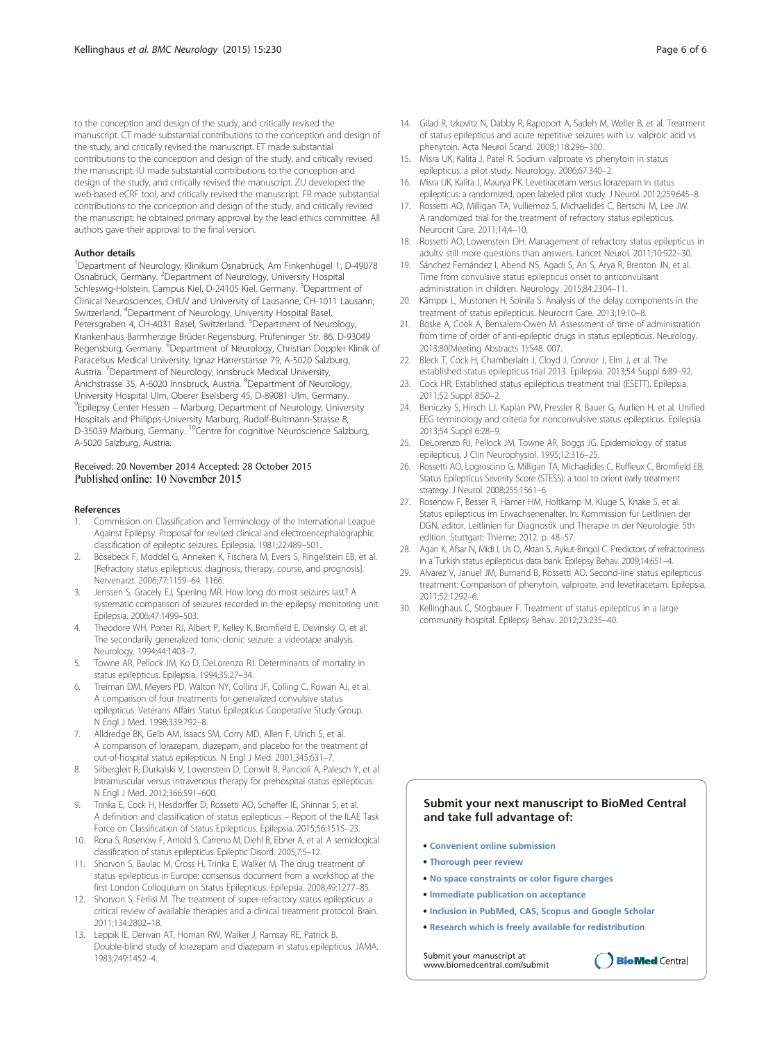to the conception and design of the study, and critically revised the manuscript. CT made substantial contributions to the conception and design of the study, and critically revised the manuscript. ET made substantial contributions to the conception and design of the study, and critically revised the manuscript. IU made substantial contributions to the conception and design of the study, and critically revised the manuscript. ZU developed the web-based eCRF tool, and critically revised the manuscript. FR made substantial contributions to the conception and design of the study, and critically revised the manuscript; he obtained primary approval by the lead ethics committee. All authors gave their approval to the final version.

#### Author details

[1]Department of Neurology, Klinikum Osnabrück, Am Finkenhügel 1, D-49078 Osnabrück, Germany. [2]Department of Neurology, University Hospital Schleswig-Holstein, Campus Kiel, D-24105 Kiel, Germany. [3]Department of Clinical Neurosciences, CHUV and University of Lausanne, CH-1011 Lausann, Switzerland. [4]Department of Neurology, University Hospital Basel, Petersgraben 4, CH-4031 Basel, Switzerland. [5]Department of Neurology, Krankenhaus Barmherzige Brüder Regensburg, Prüfeninger Str. 86, D-93049 Regensburg, Germany. [6]Department of Neurology, Christian Doppler Klinik of Paracelsus Medical University, Ignaz Harrerstarsse 79, A-5020 Salzburg, Austria. [7]Department of Neurology, Innsbruck Medical University, Anichstrasse 35, A-6020 Innsbruck, Austria. [8]Department of Neurology, University Hospital Ulm, Oberer Eselsberg 45, D-89081 Ulm, Germany. [9]Epilepsy Center Hessen – Marburg, Department of Neurology, University Hospitals and Philipps-University Marburg, Rudolf-Bultmann-Strasse 8, D-35039 Marburg, Germany. [10]Centre for cognitive Neuroscience Salzburg, A-5020 Salzburg, Austria.

Received: 20 November 2014 Accepted: 28 October 2015
Published online: 10 November 2015

#### References

1. Commission on Classification and Terminology of the International League Against Epilepsy. Proposal for revised clinical and electroencephalographic classification of epileptic seizures. Epilepsia. 1981;22:489–501.
2. Bösebeck F, Moddel G, Anneken K, Fischera M, Evers S, Ringelstein EB, et al. [Refractory status epilepticus: diagnosis, therapy, course, and prognosis]. Nervenarzt. 2006;77:1159–64. 1166.
3. Jenssen S, Gracely EJ, Sperling MR. How long do most seizures last? A systematic comparison of seizures recorded in the epilepsy monitoring unit. Epilepsia. 2006;47:1499–503.
4. Theodore WH, Porter RJ, Albert P, Kelley K, Bromfield E, Devinsky O, et al. The secondarily generalized tonic-clonic seizure: a videotape analysis. Neurology. 1994;44:1403–7.
5. Towne AR, Pellock JM, Ko D, DeLorenzo RJ. Determinants of mortality in status epilepticus. Epilepsia. 1994;35:27–34.
6. Treiman DM, Meyers PD, Walton NY, Collins JF, Colling C, Rowan AJ, et al. A comparison of four treatments for generalized convulsive status epilepticus. Veterans Affairs Status Epilepticus Cooperative Study Group. N Engl J Med. 1998;339:792–8.
7. Alldredge BK, Gelb AM, Isaacs SM, Corry MD, Allen F, Ulrich S, et al. A comparison of lorazepam, diazepam, and placebo for the treatment of out-of-hospital status epilepticus. N Engl J Med. 2001;345:631–7.
8. Silbergleit R, Durkalski V, Lowenstein D, Conwit R, Pancioli A, Palesch Y, et al. Intramuscular versus intravenous therapy for prehospital status epilepticus. N Engl J Med. 2012;366:591–600.
9. Trinka E, Cock H, Hesdorffer D, Rossetti AO, Scheffer IE, Shinnar S, et al. A definition and classification of status epilepticus – Report of the ILAE Task Force on Classification of Status Epilepticus. Epilepsia. 2015;56:1515–23.
10. Rona S, Rosenow F, Arnold S, Carreno M, Diehl B, Ebner A, et al. A semiological classification of status epilepticus. Epileptic Disord. 2005;7:5–12.
11. Shorvon S, Baulac M, Cross H, Trinka E, Walker M. The drug treatment of status epilepticus in Europe: consensus document from a workshop at the first London Colloquium on Status Epilepticus. Epilepsia. 2008;49:1277–85.
12. Shorvon S, Ferlisi M. The treatment of super-refractory status epilepticus: a critical review of available therapies and a clinical treatment protocol. Brain. 2011;134:2802–18.
13. Leppik IE, Derivan AT, Homan RW, Walker J, Ramsay RE, Patrick B. Double-blind study of lorazepam and diazepam in status epilepticus. JAMA. 1983;249:1452–4.
14. Gilad R, Izkovitz N, Dabby R, Rapoport A, Sadeh M, Weller B, et al. Treatment of status epilepticus and acute repetitive seizures with i.v. valproic acid vs phenytoin. Acta Neurol Scand. 2008;118:296–300.
15. Misra UK, Kalita J, Patel R. Sodium valproate vs phenytoin in status epilepticus: a pilot study. Neurology. 2006;67:340–2.
16. Misra UK, Kalita J, Maurya PK. Levetiracetam versus lorazepam in status epilepticus: a randomized, open labeled pilot study. J Neurol. 2012;259:645–8.
17. Rossetti AO, Milligan TA, Vulliemoz S, Michaelides C, Bertschi M, Lee JW. A randomized trial for the treatment of refractory status epilepticus. Neurocrit Care. 2011;14:4–10.
18. Rossetti AO, Lowenstein DH. Management of refractory status epilepticus in adults: still more questions than answers. Lancet Neurol. 2011;10:922–30.
19. Sánchez Fernández I, Abend NS, Agadi S, An S, Arya R, Brenton JN, et al. Time from convulsive status epilepticus onset to anticonvulsant administration in children. Neurology. 2015;84:2304–11.
20. Kämppi L, Mustonen H, Soinila S. Analysis of the delay components in the treatment of status epilepticus. Neurocrit Care. 2013;19:10–8.
21. Boske A, Cook A, Bensalem-Owen M. Assessment of time of administration from time of order of anti-epileptic drugs in status epilepticus. Neurology. 2013;80(Meeting Abstracts 1):S48. 007.
22. Bleck T, Cock H, Chamberlain J, Cloyd J, Connor J, Elm J, et al. The established status epilepticus trial 2013. Epilepsia. 2013;54 Suppl 6:89–92.
23. Cock HR. Established status epilepticus treatment trial (ESETT). Epilepsia. 2011;52 Suppl 8:50–2.
24. Beniczky S, Hirsch LJ, Kaplan PW, Pressler R, Bauer G, Aurlien H, et al. Unified EEG terminology and criteria for nonconvulsive status epilepticus. Epilepsia. 2013;54 Suppl 6:28–9.
25. DeLorenzo RJ, Pellock JM, Towne AR, Boggs JG. Epidemiology of status epilepticus. J Clin Neurophysiol. 1995;12:316–25.
26. Rossetti AO, Logroscino G, Milligan TA, Michaelides C, Ruffieux C, Bromfield EB. Status Epilepticus Severity Score (STESS): a tool to orient early treatment strategy. J Neurol. 2008;255:1561–6.
27. Rosenow F, Besser R, Hamer HM, Holtkamp M, Kluge S, Knake S, et al. Status epilepticus im Erwachsenenalter. In: Kommission für Leitlinien der DGN, editor. Leitlinien für Diagnostik und Therapie in der Neurologie. 5th edition. Stuttgart: Thieme; 2012. p. 48–57.
28. Agan K, Afsar N, Midi I, Us O, Aktan S, Aykut-Bingol C. Predictors of refractoriness in a Turkish status epilepticus data bank. Epilepsy Behav. 2009;14:651–4.
29. Alvarez V, Januel JM, Burnand B, Rossetti AO. Second-line status epilepticus treatment: Comparison of phenytoin, valproate, and levetiracetam. Epilepsia. 2011;52:1292–6.
30. Kellinghaus C, Stögbauer F. Treatment of status epilepticus in a large community hospital. Epilepsy Behav. 2012;23:235–40.

**Submit your next manuscript to BioMed Central and take full advantage of:**

- Convenient online submission
- Thorough peer review
- No space constraints or color figure charges
- Immediate publication on acceptance
- Inclusion in PubMed, CAS, Scopus and Google Scholar
- Research which is freely available for redistribution

Submit your manuscript at
www.biomedcentral.com/submit

BioMed Central